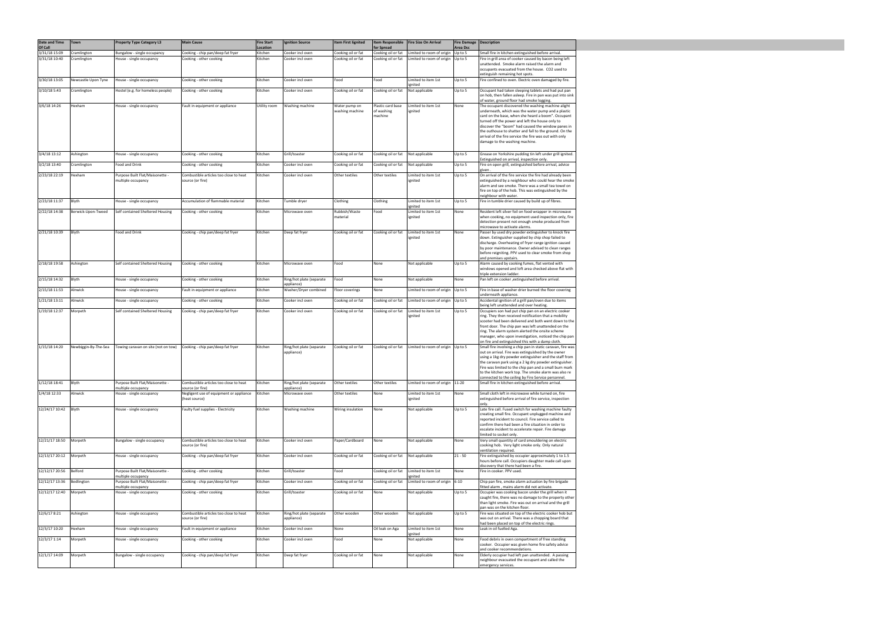| Date and Time Of Call | Town | Property Type Category L3 | Main Cause | Fire Start Location | Ignition Source | Item First Ignited | Item Responsible for Spread | Fire Size On Arrival | Fire Damage Area Dsc | Description |
|---|---|---|---|---|---|---|---|---|---|---|
| 3/31/18 15:09 | Cramlington | Bungalow - single occupancy | Cooking - chip pan/deep fat fryer | Kitchen | Cooker incl oven | Cooking oil or fat | Cooking oil or fat | Limited to room of origin | Up to 5 | Small fire in kitchen extinguished before arrival. |
| 3/31/18 10:40 | Cramlington | House - single occupancy | Cooking - other cooking | Kitchen | Cooker incl oven | Cooking oil or fat | Cooking oil or fat | Limited to room of origin | Up to 5 | Fire in grill area of cooker caused by bacon being left unattended. Smoke alarm raised the alarm and occupants evacuated from the house. CO2 used to extinguish remaining hot spots. |
| 3/30/18 13:05 | Newcastle Upon Tyne | House - single occupancy | Cooking - other cooking | Kitchen | Cooker incl oven | Food | Food | Limited to item 1st ignited | Up to 5 | Fire confined to oven. Electric oven damaged by fire. |
| 3/10/18 5:43 | Cramlington | Hostel (e.g. for homeless people) | Cooking - other cooking | Kitchen | Cooker incl oven | Cooking oil or fat | Cooking oil or fat | Not applicable | Up to 5 | Occupant had taken sleeping tablets and had put pan on hob, then fallen asleep. Fire in pan was put into sink of water, ground floor had smoke logging. |
| 3/6/18 14:26 | Hexham | House - single occupancy | Fault in equipment or appliance | Utility room | Washing machine | Water pump on washing machine | Plastic card base of washing machine | Limited to item 1st ignited | None | The occupant discovered the washing machine alight underneath, which was the water pump and a plastic card on the base, when she heard a boom". Occupant turned off the power and left the house only to discover the "boom" had caused the window panes in the outhouse to shatter and fall to the ground. On the arrival of the fire service the fire was out with only damage to the washing machine. |
| 3/4/18 13:12 | Ashington | House - single occupancy | Cooking - other cooking | Kitchen | Grill/toaster | Cooking oil or fat | Cooking oil or fat | Not applicable | Up to 5 | Grease on Yorkshire pudding tin left under grill ignited. Extinguished on arrival, inspection only. |
| 3/2/18 13:40 | Cramlington | Food and Drink | Cooking - other cooking | Kitchen | Cooker incl oven | Cooking oil or fat | Cooking oil or fat | Not applicable | Up to 5 | Fire on open grill, extinguished before arrival, advice given . |
| 2/23/18 22:19 | Hexham | Purpose Built Flat/Maisonette - multiple occupancy | Combustible articles too close to heat source (or fire) | Kitchen | Cooker incl oven | Other textiles | Other textiles | Limited to item 1st ignited | Up to 5 | On arrival of the fire service the fire had already been extinguished by a neighbour who could hear the smoke alarm and see smoke. There was a small tea towel on fire on top of the hob. This was extinguished by the neighbour with water. |
| 2/23/18 11:37 | Blyth | House - single occupancy | Accumulation of flammable material | Kitchen | Tumble dryer | Clothing | Clothing | Limited to item 1st ignited | Up to 5 | Fire in tumble drier caused by build up of fibres. |
| 2/22/18 14:38 | Berwick-Upon-Tweed | Self contained Sheltered Housing | Cooking - other cooking | Kitchen | Microwave oven | Rubbish/Waste material | Food | Limited to item 1st ignited | None | Resident left silver foil on food wrapper in microwave when cooking, no equipment used inspection only, fire detection present not enough smoke produced from microwave to activate alarms. |
| 2/21/18 10:39 | Blyth | Food and Drink | Cooking - chip pan/deep fat fryer | Kitchen | Deep fat fryer | Cooking oil or fat | Cooking oil or fat | Limited to item 1st ignited | None | Passer by used dry powder extinguisher to knock fire down. Extinguisher supplied by chip shop failed to discharge. Overheating of fryer range ignition caused by poor maintenance. Owner advised to clean ranges before reigniting. PPV used to clear smoke from shop and premises upstairs. |
| 2/18/18 19:58 | Ashington | Self contained Sheltered Housing | Cooking - other cooking | Kitchen | Microwave oven | Food | None | Not applicable | Up to 5 | Alarm caused by cooking fumes, flat vented with windows opened and loft area checked above flat with triple extension ladder. |
| 2/15/18 14:32 | Blyth | House - single occupancy | Cooking - other cooking | Kitchen | Ring/hot plate (separate appliance) | Food | None | Not applicable | None | Pan left on cooker ,extinguished before arrival. |
| 2/15/18 11:53 | Alnwick | House - single occupancy | Fault in equipment or appliance | Kitchen | Washer/Dryer combined | Floor coverings | None | Limited to room of origin | Up to 5 | Fire in base of washer drier burned the floor covering underneath appliance. |
| 1/21/18 13:11 | Alnwick | House - single occupancy | Cooking - other cooking | Kitchen | Cooker incl oven | Cooking oil or fat | Cooking oil or fat | Limited to room of origin | Up to 5 | Accidental ignition of a grill pan/oven due to items being left unattended and over heating. |
| 1/19/18 12:37 | Morpeth | Self contained Sheltered Housing | Cooking - chip pan/deep fat fryer | Kitchen | Cooker incl oven | Cooking oil or fat | Cooking oil or fat | Limited to item 1st ignited | Up to 5 | Occupiers son had put chip pan on an electric cooker ring. They then received notification that a mobility scooter had been delivered and both went down to the front door. The chip pan was left unattended on the ring. The alarm system alerted the onsite scheme manager, who upon investigation, noticed the chip pan on fire and extinguished this with a damp cloth. |
| 1/15/18 14:20 | Newbiggin-By-The-Sea | Towing caravan on site (not on tow) | Cooking - chip pan/deep fat fryer | Kitchen | Ring/hot plate (separate appliance) | Cooking oil or fat | Cooking oil or fat | Limited to room of origin | Up to 5 | Small fire involving a chip pan in static caravan, fire was out on arrival. Fire was extinguished by the owner using a 1kg dry powder extinguisher and the staff from the caravan park using a 2 kg dry powder extinguisher. Fire was limited to the chip pan and a small burn mark to the kitchen work top. The smoke alarm was also re connected to the ceiling by Fire Service personnel. |
| 1/12/18 18:41 | Blyth | Purpose Built Flat/Maisonette - multiple occupancy | Combustible articles too close to heat source (or fire) | Kitchen | Ring/hot plate (separate appliance) | Other textiles | Other textiles | Limited to room of origin | 11-20 | Small fire in kitchen extinguished before arrival. |
| 1/4/18 12:33 | Alnwick | House - single occupancy | Negligent use of equipment or appliance (heat source) | Kitchen | Microwave oven | Other textiles | None | Limited to item 1st ignited | None | Small cloth left in microwave while turned on, fire extinguished before arrival of fire service, inspection only. |
| 12/24/17 10:42 | Blyth | House - single occupancy | Faulty fuel supplies - Electricity | Kitchen | Washing machine | Wiring insulation | None | Not applicable | Up to 5 | Late fire call. Fused switch for washing machine faulty creating small fire. Occupant unplugged machine and reported incident to council. Fire service called to confirm there had been a fire situation in order to escalate incident to accelerate repair. Fire damage limited to socket only. |
| 12/21/17 18:50 | Morpeth | Bungalow - single occupancy | Combustible articles too close to heat source (or fire) | Kitchen | Cooker incl oven | Paper/Cardboard | None | Not applicable | None | Very small quantity of card smouldering on electric cooking hob. Very light smoke only. Only natural ventilation required. |
| 12/13/17 20:12 | Morpeth | House - single occupancy | Cooking - chip pan/deep fat fryer | Kitchen | Cooker incl oven | Cooking oil or fat | Cooking oil or fat | Not applicable | 21 - 50 | Fire extinguished by occupier approximately 1 to 1.5 hours before call. Occupiers daughter made call upon discovery that there had been a fire. |
| 12/12/17 20:56 | Belford | Purpose Built Flat/Maisonette - multiple occupancy | Cooking - other cooking | Kitchen | Grill/toaster | Food | Cooking oil or fat | Limited to item 1st ignited | None | Fire in cooker. PPV used. |
| 12/12/17 13:36 | Bedlington | Purpose Built Flat/Maisonette - multiple occupancy | Cooking - chip pan/deep fat fryer | Kitchen | Cooker incl oven | Cooking oil or fat | Cooking oil or fat | Limited to room of origin | 6-10 | Chip pan fire, smoke alarm actuation by fire brigade fitted alarm , mains alarm did not activate. |
| 12/12/17 12:40 | Morpeth | House - single occupancy | Cooking - other cooking | Kitchen | Grill/toaster | Cooking oil or fat | None | Not applicable | Up to 5 | Occupier was cooking bacon under the grill when it caught fire, there was no damage to the property other than light smoke. Fire was out on arrival and the grill pan was on the kitchen floor. |
| 12/6/17 8:21 | Ashington | House - single occupancy | Combustible articles too close to heat source (or fire) | Kitchen | Ring/hot plate (separate appliance) | Other wooden | Other wooden | Not applicable | Up to 5 | Fire was situated on top of the electric cooker hob but was out on arrival. There was a chopping board that had been placed on top of the electric rings. |
| 12/3/17 10:20 | Hexham | House - single occupancy | Fault in equipment or appliance | Kitchen | Cooker incl oven | None | Oil leak on Aga | Limited to item 1st ignited | None | Leak in oil fuelled Aga. |
| 12/3/17 1:14 | Morpeth | House - single occupancy | Cooking - other cooking | Kitchen | Cooker incl oven | Food | None | Not applicable | None | Food debris in oven compartment of free standing cooker. Occupier was given home fire safety advice and cooker recommendations. |
| 12/1/17 14:09 | Morpeth | Bungalow - single occupancy | Cooking - chip pan/deep fat fryer | Kitchen | Deep fat fryer | Cooking oil or fat | None | Not applicable | None | Elderly occupier had left pan unattended. A passing neighbour evacuated the occupant and called the emergency services. |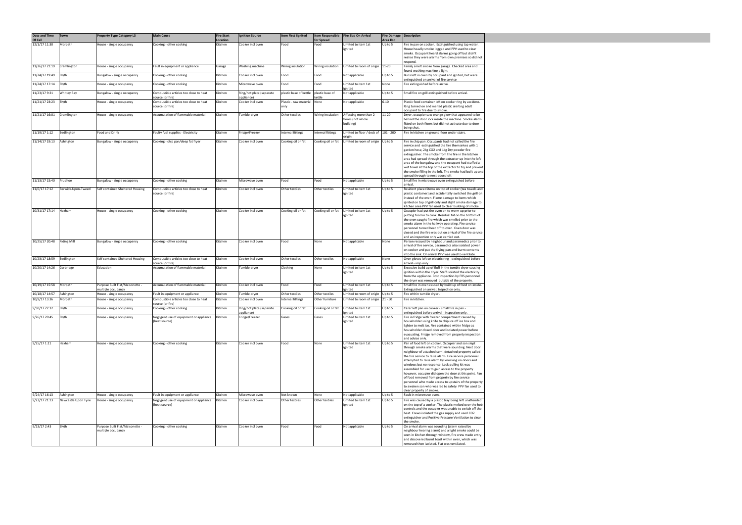| Date and Time Of Call | Town | Property Type Category L3 | Main Cause | Fire Start Location | Ignition Source | Item First Ignited | Item Responsible for Spread | Fire Size On Arrival | Fire Damage Area Dcc | Description |
|---|---|---|---|---|---|---|---|---|---|---|
| 12/1/17 11:30 | Morpeth | House - single occupancy | Cooking - other cooking | Kitchen | Cooker incl oven | Food | Food | Limited to item 1st ignited | Up to 5 | Fire in pan on cooker. Extinguished using tap water. House heavily smoke logged and PPV used to clear smoke. Occupant heard alarms going off but didn't realise they were alarms from own premises so did not respond. |
| 11/26/17 21:19 | Cramlington | House - single occupancy | Fault in equipment or appliance | Garage | Washing machine | Wiring insulation | Wiring insulation | Limited to room of origin | 11-20 | Family smelt smoke from garage. Checked area and found washing machine a light. |
| 11/24/17 19:49 | Blyth | Bungalow - single occupancy | Cooking - other cooking | Kitchen | Cooker incl oven | Food | Food | Not applicable | Up to 5 | Buns left in oven by occupant and ignited, but were extinguished on arrival of fire service |
| 11/24/17 17:14 | Blyth | House - single occupancy | Cooking - other cooking | Kitchen | Microwave oven | Food | Food | Limited to item 1st ignited | None | Fire extinguished before arrival. |
| 11/23/17 9:21 | Whitley Bay | Bungalow - single occupancy | Combustible articles too close to heat source (or fire) | Kitchen | Ring/hot plate (separate appliance) | plastic base of kettle | plastic base of kettle | Not applicable | Up to 5 | Small fire on grill extinguished before arrival. |
| 11/21/17 23:23 | Blyth | House - single occupancy | Combustible articles too close to heat source (or fire) | Kitchen | Cooker incl oven | Plastic - raw material only | None | Not applicable | 6-10 | Plastic food container left on cooker ring by accident. Ring turned on and melted plastic alerting adult occupant to fire due to smoke. |
| 11/21/17 16:01 | Cramlington | House - single occupancy | Accumulation of flammable material | Kitchen | Tumble dryer | Other textiles | Wiring insulation | Affecting more than 2 floors (not whole building) | 11-20 | Dryer, occupier saw orange glow that appeared to be behind the door lock inside the machine. Smoke alarm fitted on both floors but did not activate due to door being shut. |
| 11/19/17 1:12 | Bedlington | Food and Drink | Faulty fuel supplies - Electricity | Kitchen | Fridge/Freezer | Internal fittings | Internal fittings | Limited to floor / deck of origin | 101 - 200 | Fire in kitchen on ground floor under stairs. |
| 11/14/17 19:13 | Ashington | Bungalow - single occupancy | Cooking - chip pan/deep fat fryer | Kitchen | Cooker incl oven | Cooking oil or fat | Cooking oil or fat | Limited to room of origin | Up to 5 | Fire in chip pan. Occupants had not called the fire service and extinguished the fire themselves with 1 garden hose, 2kg CO2 and 1kg Dry powder fire extinguisher. The smoke from the fire in the kitchen area had spread through the extractor up into the loft area of the bungalow and the occupant had stuffed a wet towel at the top of the extractor to try and prevent the smoke filling in the loft. The smoke had built up and spread through to next doors loft |
| 11/13/17 15:40 | Prudhoe | Bungalow - single occupancy | Cooking - other cooking | Kitchen | Microwave oven | Food | Food | Not applicable | Up to 5 | Small fire in microwave oven extinguished before arrival. |
| 11/6/17 17:12 | Berwick-Upon-Tweed | Self contained Sheltered Housing | Combustible articles too close to heat source (or fire) | Kitchen | Cooker incl oven | Other textiles | Other textiles | Limited to item 1st ignited | Up to 5 | Resident placed items on top of cooker (tea towels and plastic container) and accidentally switched the grill on instead of the oven. Flame damage to items which ignited on top of grill only and slight smoke damage to kitchen area PPV fan used to clear building of smoke. |
| 10/31/17 17:14 | Hexham | House - single occupancy | Cooking - other cooking | Kitchen | Cooker incl oven | Cooking oil or fat | Cooking oil or fat | Limited to item 1st ignited | Up to 5 | Occupier had put the oven on to warm up prior to putting food in to cook. Residual fat on the bottom of the oven caught fire which was smelled prior to the smoke alarm in the hallway operating. Fire service personnel turned heat off to oven. Oven door was closed and the fire was out on arrival of the fire service and an inspection only was carried out. |
| 10/25/17 20:48 | Riding Mill | Bungalow - single occupancy | Cooking - other cooking | Kitchen | Cooker incl oven | Food | None | Not applicable | None | Person rescued by neighbour and paramedics prior to arrival of fire service, paramedics also isolated power on cooker and put the frying pan and burnt contents into the sink. On arrival PPV was used to ventilate. |
| 10/23/17 18:59 | Bedlington | Self contained Sheltered Housing | Combustible articles too close to heat source (or fire) | Kitchen | Cooker incl oven | Other textiles | Other textiles | Not applicable | None | Oven gloves left on electric ring - extinguished before arrival - insp only. |
| 10/20/17 14:26 | Corbridge | Education | Accumulation of flammable material | Kitchen | Tumble dryer | Clothing | None | Limited to item 1st ignited | Up to 5 | Excessive build up of fluff in the tumble dryer causing ignition within the dryer. Staff isolated the electricity from the appliance. Post inspection by FRS personnel the dryer was removed outside of the property. |
| 10/19/17 15:58 | Morpeth | Purpose Built Flat/Maisonette - multiple occupancy | Accumulation of flammable material | Kitchen | Cooker incl oven | Food | Food | Limited to item 1st ignited | Up to 5 | Small fire in oven caused by build up of food on inside. Extinguished on arrival. Inspection only. |
| 10/18/17 14:57 | Ashington | House - single occupancy | Fault in equipment or appliance | Kitchen | Tumble dryer | Other textiles | Other textiles | Limited to room of origin | Up to 5 | Fire within tumble dryer . |
| 10/9/17 13:36 | Morpeth | House - single occupancy | Combustible articles too close to heat source (or fire) | Kitchen | Cooker incl oven | Internal fittings | Other furniture | Limited to room of origin | 21 - 50 | Fire in kitchen. |
| 9/30/17 22:32 | Blyth | House - single occupancy | Cooking - other cooking | Kitchen | Ring/hot plate (separate appliance) | Cooking oil or fat | Cooking oil or fat | Limited to item 1st ignited | Up to 5 | Carer left pan on cooker - small fire in pan - extinguished before arrival - inspection only. |
| 9/26/17 20:45 | Blyth | House - single occupancy | Negligent use of equipment or appliance (heat source) | Kitchen | Fridge/Freezer | Gases | Gases | Limited to item 1st ignited | Up to 5 | Fire in fridge with freezer compartment caused by householder using knife to chip ice off ice box and lighter to melt ice. Fire contained within fridge as householder closed door and isolated power before evacuating. Fridge removed from property inspection and advice only. |
| 9/25/17 1:11 | Hexham | House - single occupancy | Cooking - other cooking | Kitchen | Cooker incl oven | Food | None | Limited to item 1st ignited | Up to 5 | Pan of food left on cooker. Occupier and son slept through smoke alarms that were sounding. Next door neighbour of attached semi-detached property called the fire service to raise alarm. Fire service personnel attempted to raise alarm by knocking on doors and windows but no response. Lock pulling kit was assembled for use to gain access to the property however, occupier did open the door at this point. Pan of food removed from property by fire service personnel who made access to upstairs of the property to awaken son who was led to safety. PPV fan used to clear property of smoke. |
| 9/24/17 16:13 | Ashington | House - single occupancy | Fault in equipment or appliance | Kitchen | Microwave oven | Not known | None | Not applicable | Up to 5 | Fault in microwave oven. |
| 9/23/17 21:13 | Newcastle Upon Tyne | House - single occupancy | Negligent use of equipment or appliance (heat source) | Kitchen | Cooker incl oven | Other textiles | Other textiles | Limited to item 1st ignited | Up to 5 | Fire was caused by a plastic tray being left unattended on the top of a cooker. The plastic melted over the hob controls and the occupier was unable to switch off the heat. Crews isolated the gas supply and used CO2 extinguisher and Positive Pressure Ventilation to clear the smoke. |
| 9/23/17 2:43 | Blyth | Purpose Built Flat/Maisonette - multiple occupancy | Cooking - other cooking | Kitchen | Cooker incl oven | Food | Food | Not applicable | Up to 5 | On arrival alarm was sounding (alarm raised by neighbour hearing alarm) and a light smoke could be seen in kitchen through window, fire crew made entry and discovered burnt toast within oven, which was removed then isolated. Flat was ventilated. |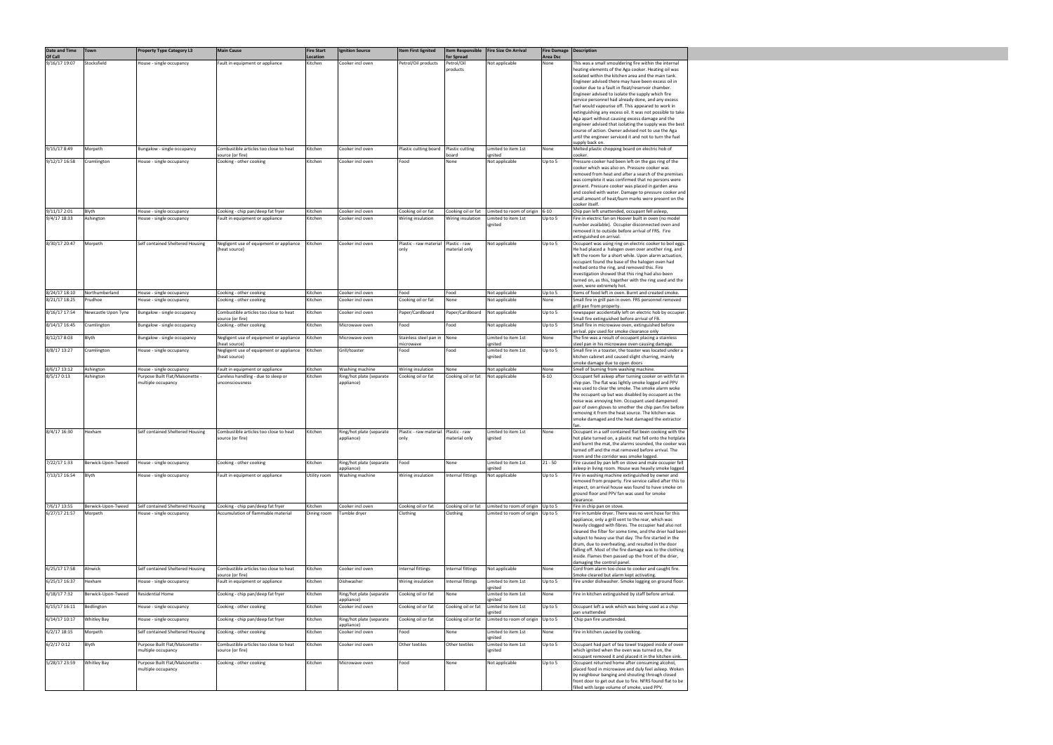| Date and Time Of Call | Town | Property Type Category L3 | Main Cause | Fire Start Location | Ignition Source | Item First Ignited | Item Responsible for Spread | Fire Size On Arrival | Fire Damage Area Dsc | Description |
|---|---|---|---|---|---|---|---|---|---|---|
| 9/16/17 19:07 | Stocksfield | House - single occupancy | Fault in equipment or appliance | Kitchen | Cooker incl oven | Petrol/Oil products | Petrol/Oil products | Not applicable | None | This was a small smouldering fire within the internal heating elements of the Aga cooker. Heating oil was isolated within the kitchen area and the main tank. Engineer advised there may have been excess oil in cooker due to a fault in float/reservoir chamber. Engineer advised to isolate the supply which fire service personnel had already done, and any excess fuel would vapourise off. This appeared to work in extinguishing any excess oil. It was not possible to take Aga apart without causing excess damage and the engineer advised that isolating the supply was the best course of action. Owner advised not to use the Aga until the engineer serviced it and not to turn the fuel supply back on. |
| 9/15/17 8:49 | Morpeth | Bungalow - single occupancy | Combustible articles too close to heat source (or fire) | Kitchen | Cooker incl oven | Plastic cutting board | Plastic cutting board | Limited to item 1st ignited | None | Melted plastic chopping board on electric hob of cooker. |
| 9/12/17 16:58 | Cramlington | House - single occupancy | Cooking - other cooking | Kitchen | Cooker incl oven | Food | None | Not applicable | Up to 5 | Pressure cooker had been left on the gas ring of the cooker which was also on. Pressure cooker was removed from heat and after a search of the premises was complete it was confirmed that no persons were present. Pressure cooker was placed in garden area and cooled with water. Damage to pressure cooker and small amount of heat/burn marks were present on the cooker itself. |
| 9/11/17 2:01 | Blyth | House - single occupancy | Cooking - chip pan/deep fat fryer | Kitchen | Cooker incl oven | Cooking oil or fat | Cooking oil or fat | Limited to room of origin | 6-10 | Chip pan left unattended, occupant fell asleep, |
| 9/4/17 18:33 | Ashington | House - single occupancy | Fault in equipment or appliance | Kitchen | Cooker incl oven | Wiring insulation | Wiring insulation | Limited to item 1st ignited | Up to 5 | Fire in electric fan on Hoover built in oven (no model number available). Occupier disconnected oven and removed it to outside before arrival of FRS. Fire extinguished on arrival. |
| 8/30/17 20:47 | Morpeth | Self contained Sheltered Housing | Negligent use of equipment or appliance (heat source) | Kitchen | Cooker incl oven | Plastic - raw material only | Plastic - raw material only | Not applicable | Up to 5 | Occupant was using ring on electric cooker to boil eggs. He had placed a halogen oven over another ring, and left the room for a short while. Upon alarm actuation, occupant found the base of the halogen oven had melted onto the ring, and removed this. Fire investigation showed that this ring had also been turned on, as this, together with the ring used and the oven, were extremely hot. |
| 8/24/17 18:10 | Northumberland | House - single occupancy | Cooking - other cooking | Kitchen | Cooker incl oven | Food | Food | Not applicable | Up to 5 | Items of food left in oven. Burnt and created smoke. |
| 8/21/17 18:25 | Prudhoe | House - single occupancy | Cooking - other cooking | Kitchen | Cooker incl oven | Cooking oil or fat | None | Not applicable | None | Small fire in grill pan in oven. FRS personnel removed grill pan from property. |
| 8/16/17 17:54 | Newcastle Upon Tyne | Bungalow - single occupancy | Combustible articles too close to heat source (or fire) | Kitchen | Cooker incl oven | Paper/Cardboard | Paper/Cardboard | Not applicable | Up to 5 | newspaper accidentally left on electric hob by occupier. Small fire extinguished before arrival of FB. |
| 8/14/17 16:45 | Cramlington | Bungalow - single occupancy | Cooking - other cooking | Kitchen | Microwave oven | Food | Food | Not applicable | Up to 5 | Small fire in microwave oven, extinguished before arrival. ppv used for smoke clearance only |
| 8/12/17 8:03 | Blyth | Bungalow - single occupancy | Negligent use of equipment or appliance (heat source) | Kitchen | Microwave oven | Stainless steel pan in microwave | None | Limited to item 1st ignited | None | The fire was a result of occupant placing a stainless steel pan in his microwave oven causing damage. |
| 8/8/17 13:27 | Cramlington | House - single occupancy | Negligent use of equipment or appliance (heat source) | Kitchen | Grill/toaster | Food | Food | Limited to item 1st ignited | Up to 5 | Small fire in a toaster, the toaster was located under a kitchen cabinet and caused slight charring, mainly smoke damage due to open doors |
| 8/6/17 13:12 | Ashington | House - single occupancy | Fault in equipment or appliance | Kitchen | Washing machine | Wiring insulation | None | Not applicable | None | Smell of burning from washing machine. |
| 8/5/17 0:13 | Ashington | Purpose Built Flat/Maisonette - multiple occupancy | Careless handling - due to sleep or unconsciousness | Kitchen | Ring/hot plate (separate appliance) | Cooking oil or fat | Cooking oil or fat | Not applicable | 6-10 | Occupant fell asleep after turning cooker on with fat in chip pan. The flat was lightly smoke logged and PPV was used to clear the smoke. The smoke alarm woke the occupant up but was disabled by occupant as the noise was annoying him. Occupant used dampened pair of oven gloves to smother the chip pan fire before removing it from the heat source. The kitchen was smoke damaged and the heat damaged the extractor fan. |
| 8/4/17 16:30 | Hexham | Self contained Sheltered Housing | Combustible articles too close to heat source (or fire) | Kitchen | Ring/hot plate (separate appliance) | Plastic - raw material only | Plastic - raw material only | Limited to item 1st ignited | None | Occupant in a self contained flat been cooking with the hot plate turned on, a plastic mat fell onto the hotplate and burnt the mat, the alarms sounded, the cooker was turned off and the mat removed before arrival. The room and the corridor was smoke logged. |
| 7/22/17 1:33 | Berwick-Upon-Tweed | House - single occupancy | Cooking - other cooking | Kitchen | Ring/hot plate (separate appliance) | Food | None | Limited to item 1st ignited | 21 - 50 | Fire caused by pan left on stove and male occupier fell asleep in living room. House was heavily smoke logged |
| 7/13/17 16:54 | Blyth | House - single occupancy | Fault in equipment or appliance | Utility room | Washing machine | Wiring insulation | Internal fittings | Not applicable | Up to 5 | Fire in washing machine extinguished by owner and removed from property. Fire service called after this to inspect, on arrival house was found to have smoke on ground floor and PPV fan was used for smoke clearance. |
| 7/6/17 13:55 | Berwick-Upon-Tweed | Self contained Sheltered Housing | Cooking - chip pan/deep fat fryer | Kitchen | Cooker incl oven | Cooking oil or fat | Cooking oil or fat | Limited to room of origin | Up to 5 | Fire in chip pan on stove. |
| 6/27/17 21:57 | Morpeth | House - single occupancy | Accumulation of flammable material | Dining room | Tumble dryer | Clothing | Clothing | Limited to room of origin | Up to 5 | Fire in tumble dryer. There was no vent hose for this appliance, only a grill vent to the rear, which was heavily clogged with fibres. The occupier had also not cleaned the filter for some time, and the drier had been subject to heavy use that day. The fire started in the drum, due to overheating, and resulted in the door falling off. Most of the fire damage was to the clothing inside. Flames then passed up the front of the drier, damaging the control panel. |
| 6/25/17 17:58 | Alnwick | Self contained Sheltered Housing | Combustible articles too close to heat source (or fire) | Kitchen | Cooker incl oven | Internal fittings | Internal fittings | Not applicable | None | Cord from alarm too close to cooker and caught fire. Smoke cleared but alarm kept activating. |
| 6/25/17 16:37 | Hexham | House - single occupancy | Fault in equipment or appliance | Kitchen | Dishwasher | Wiring insulation | Internal fittings | Limited to item 1st ignited | Up to 5 | Fire under dishwasher. Smoke logging on ground floor. |
| 6/18/17 7:32 | Berwick-Upon-Tweed | Residential Home | Cooking - chip pan/deep fat fryer | Kitchen | Ring/hot plate (separate appliance) | Cooking oil or fat | None | Limited to item 1st ignited | None | Fire in kitchen extinguished by staff before arrival. |
| 6/15/17 16:11 | Bedlington | House - single occupancy | Cooking - other cooking | Kitchen | Cooker incl oven | Cooking oil or fat | Cooking oil or fat | Limited to item 1st ignited | Up to 5 | Occupant left a wok which was being used as a chip pan unattended |
| 6/14/17 10:17 | Whitley Bay | House - single occupancy | Cooking - chip pan/deep fat fryer | Kitchen | Ring/hot plate (separate appliance) | Cooking oil or fat | Cooking oil or fat | Limited to room of origin | Up to 5 | Chip pan fire unattended. |
| 6/2/17 18:15 | Morpeth | Self contained Sheltered Housing | Cooking - other cooking | Kitchen | Cooker incl oven | Food | None | Limited to item 1st ignited | None | Fire in kitchen caused by cooking. |
| 6/2/17 0:12 | Blyth | Purpose Built Flat/Maisonette - multiple occupancy | Combustible articles too close to heat source (or fire) | Kitchen | Cooker incl oven | Other textiles | Other textiles | Limited to item 1st ignited | Up to 5 | Occupant had part of tea towel trapped inside of oven which ignited when the oven was turned on, the occupant removed it and placed it in the kitchen sink. |
| 5/28/17 23:59 | Whitley Bay | Purpose Built Flat/Maisonette - multiple occupancy | Cooking - other cooking | Kitchen | Microwave oven | Food | None | Not applicable | Up to 5 | Occupant returned home after consuming alcohol, placed food in microwave and duly feel asleep. Woken by neighbour banging and shouting through closed front door to get out due to fire. NFRS found flat to be filled with large volume of smoke, used PPV. |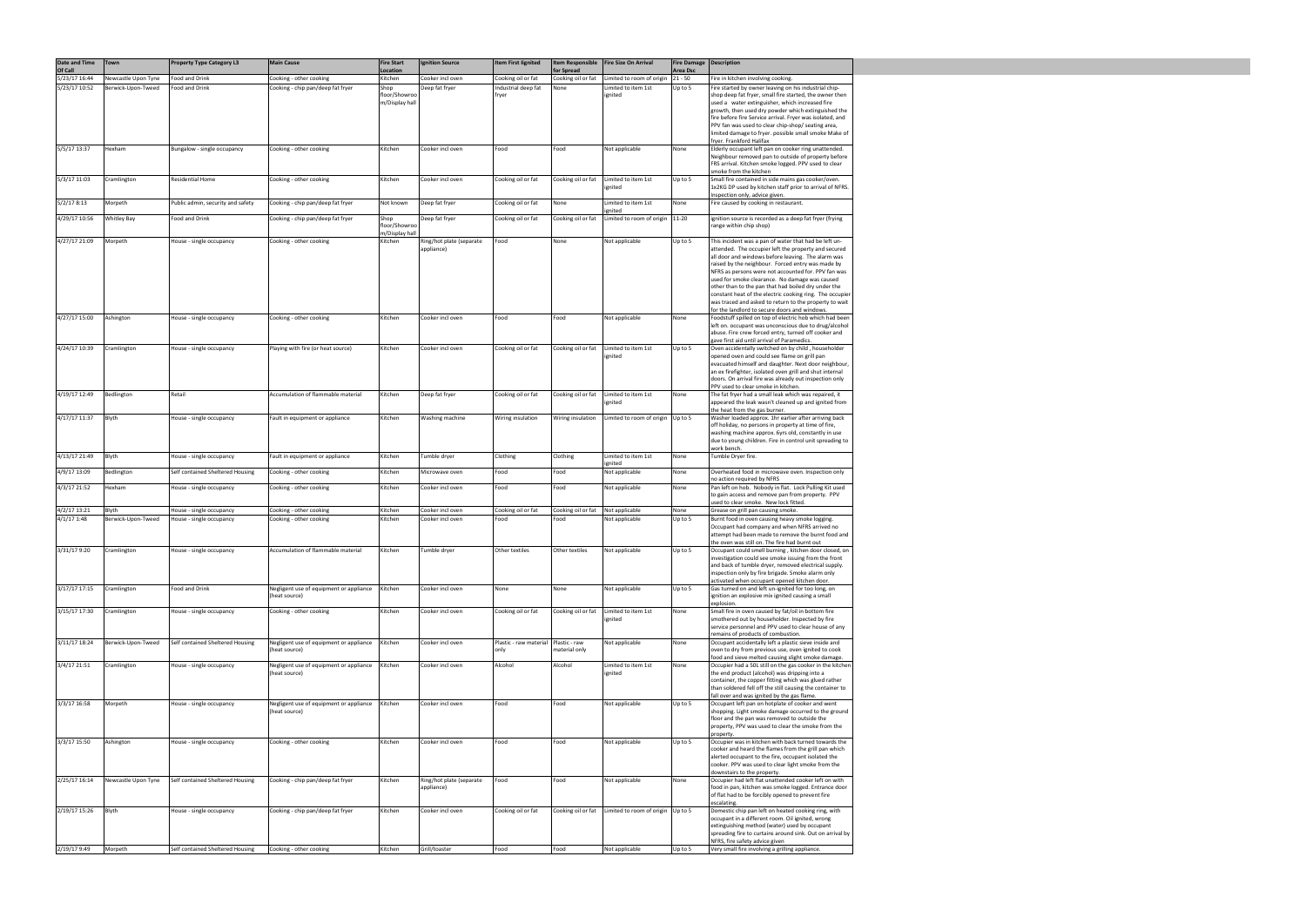| Date and Time Of Call | Town | Property Type Category L3 | Main Cause | Fire Start Location | Ignition Source | Item First Ignited | Item Responsible for Spread | Fire Size On Arrival | Fire Damage Area Dsc | Description |
|---|---|---|---|---|---|---|---|---|---|---|
| 5/23/17 16:44 | Newcastle Upon Tyne | Food and Drink | Cooking - other cooking | Kitchen | Cooker incl oven | Cooking oil or fat | Cooking oil or fat | Limited to room of origin | 21 - 50 | Fire in kitchen involving cooking. |
| 5/23/17 10:52 | Berwick-Upon-Tweed | Food and Drink | Cooking - chip pan/deep fat fryer | Shop floor/Showroom/Display hall | Deep fat fryer | Industrial deep fat fryer | None | Limited to item 1st ignited | Up to 5 | Fire started by owner leaving on his industrial chip-shop deep fat fryer, small fire started, the owner then used a water extinguisher, which increased fire growth, then used dry powder which extinguished the fire before fire Service arrival. Fryer was isolated, and PPV fan was used to clear chip-shop/ seating area, limited damage to fryer. possible small smoke Make of fryer. Frankford Halifax |
| 5/5/17 13:37 | Hexham | Bungalow - single occupancy | Cooking - other cooking | Kitchen | Cooker incl oven | Food | Food | Not applicable | None | Elderly occupant left pan on cooker ring unattended. Neighbour removed pan to outside of property before FRS arrival. Kitchen smoke logged. PPV used to clear smoke from the kitchen |
| 5/3/17 11:03 | Cramlington | Residential Home | Cooking - other cooking | Kitchen | Cooker incl oven | Cooking oil or fat | Cooking oil or fat | Limited to item 1st ignited | Up to 5 | Small fire contained in side mains gas cooker/oven. 1x2KG DP used by kitchen staff prior to arrival of NFRS. Inspection only, advice given. |
| 5/2/17 8:13 | Morpeth | Public admin, security and safety | Cooking - chip pan/deep fat fryer | Not known | Deep fat fryer | Cooking oil or fat | None | Limited to item 1st ignited | None | Fire caused by cooking in restaurant. |
| 4/29/17 10:56 | Whitley Bay | Food and Drink | Cooking - chip pan/deep fat fryer | Shop floor/Showroom/Display hall | Deep fat fryer | Cooking oil or fat | Cooking oil or fat | Limited to room of origin | 11-20 | ignition source is recorded as a deep fat fryer (frying range within chip shop) |
| 4/27/17 21:09 | Morpeth | House - single occupancy | Cooking - other cooking | Kitchen | Ring/hot plate (separate appliance) | Food | None | Not applicable | Up to 5 | This incident was a pan of water that had be left un-attended. The occupier left the property and secured all door and windows before leaving. The alarm was raised by the neighbour. Forced entry was made by NFRS as persons were not accounted for. PPV fan was used for smoke clearance. No damage was caused other than to the pan that had boiled dry under the constant heat of the electric cooking ring. The occupier was traced and asked to return to the property to wait for the landlord to secure doors and windows. |
| 4/27/17 15:00 | Ashington | House - single occupancy | Cooking - other cooking | Kitchen | Cooker incl oven | Food | Food | Not applicable | None | Foodstuff spilled on top of electric hob which had been left on. occupant was unconscious due to drug/alcohol abuse. Fire crew forced entry, turned off cooker and gave first aid until arrival of Paramedics. |
| 4/24/17 10:39 | Cramlington | House - single occupancy | Playing with fire (or heat source) | Kitchen | Cooker incl oven | Cooking oil or fat | Cooking oil or fat | Limited to item 1st ignited | Up to 5 | Oven accidentally switched on by child , householder opened oven and could see flame on grill pan evacuated himself and daughter. Next door neighbour, an ex firefighter, isolated oven grill and shut internal doors. On arrival fire was already out inspection only PPV used to clear smoke in kitchen. |
| 4/19/17 12:49 | Bedlington | Retail | Accumulation of flammable material | Kitchen | Deep fat fryer | Cooking oil or fat | Cooking oil or fat | Limited to item 1st ignited | None | The fat fryer had a small leak which was repaired, it appeared the leak wasn't cleaned up and ignited from the heat from the gas burner. |
| 4/17/17 11:37 | Blyth | House - single occupancy | Fault in equipment or appliance | Kitchen | Washing machine | Wiring insulation | Wiring insulation | Limited to room of origin | Up to 5 | Washer loaded approx. 1hr earlier after arriving back off holiday, no persons in property at time of fire, washing machine approx. 6yrs old, constantly in use due to young children. Fire in control unit spreading to work bench. |
| 4/13/17 21:49 | Blyth | House - single occupancy | Fault in equipment or appliance | Kitchen | Tumble dryer | Clothing | Clothing | Limited to item 1st ignited | None | Tumble Dryer fire. |
| 4/9/17 13:09 | Bedlington | Self contained Sheltered Housing | Cooking - other cooking | Kitchen | Microwave oven | Food | Food | Not applicable | None | Overheated food in microwave oven. Inspection only no action required by NFRS |
| 4/3/17 21:52 | Hexham | House - single occupancy | Cooking - other cooking | Kitchen | Cooker incl oven | Food | Food | Not applicable | None | Pan left on hob. Nobody in flat. Lock Pulling Kit used to gain access and remove pan from property. PPV used to clear smoke. New lock fitted. |
| 4/2/17 13:21 | Blyth | House - single occupancy | Cooking - other cooking | Kitchen | Cooker incl oven | Cooking oil or fat | Cooking oil or fat | Not applicable | None | Grease on grill pan causing smoke. |
| 4/1/17 1:48 | Berwick-Upon-Tweed | House - single occupancy | Cooking - other cooking | Kitchen | Cooker incl oven | Food | Food | Not applicable | Up to 5 | Burnt food in oven causing heavy smoke logging. Occupant had company and when NFRS arrived no attempt had been made to remove the burnt food and the oven was still on. The fire had burnt out |
| 3/31/17 9:20 | Cramlington | House - single occupancy | Accumulation of flammable material | Kitchen | Tumble dryer | Other textiles | Other textiles | Not applicable | Up to 5 | Occupant could smell burning , kitchen door closed, on investigation could see smoke issuing from the front and back of tumble dryer, removed electrical supply. inspection only by fire brigade. Smoke alarm only activated when occupant opened kitchen door. |
| 3/17/17 17:15 | Cramlington | Food and Drink | Negligent use of equipment or appliance (heat source) | Kitchen | Cooker incl oven | None | None | Not applicable | Up to 5 | Gas turned on and left un-ignited for too long, on ignition an explosive mix ignited causing a small explosion. |
| 3/15/17 17:30 | Cramlington | House - single occupancy | Cooking - other cooking | Kitchen | Cooker incl oven | Cooking oil or fat | Cooking oil or fat | Limited to item 1st ignited | None | Small fire in oven caused by fat/oil in bottom fire smothered out by householder. Inspected by fire service personnel and PPV used to clear house of any remains of products of combustion. |
| 3/11/17 18:24 | Berwick-Upon-Tweed | Self contained Sheltered Housing | Negligent use of equipment or appliance (heat source) | Kitchen | Cooker incl oven | Plastic - raw material only | Plastic - raw material only | Not applicable | None | Occupant accidentally left a plastic sieve inside and oven to dry from previous use, oven ignited to cook food and sieve melted causing slight smoke damage. |
| 3/4/17 21:51 | Cramlington | House - single occupancy | Negligent use of equipment or appliance (heat source) | Kitchen | Cooker incl oven | Alcohol | Alcohol | Limited to item 1st ignited | None | Occupier had a 50L still on the gas cooker in the kitchen the end product (alcohol) was dripping into a container, the copper fitting which was glued rather than soldered fell off the still causing the container to fall over and was ignited by the gas flame. |
| 3/3/17 16:58 | Morpeth | House - single occupancy | Negligent use of equipment or appliance (heat source) | Kitchen | Cooker incl oven | Food | Food | Not applicable | Up to 5 | Occupant left pan on hotplate of cooker and went shopping. Light smoke damage occurred to the ground floor and the pan was removed to outside the property, PPV was used to clear the smoke from the property. |
| 3/3/17 15:50 | Ashington | House - single occupancy | Cooking - other cooking | Kitchen | Cooker incl oven | Food | Food | Not applicable | Up to 5 | Occupier was in kitchen with back turned towards the cooker and heard the flames from the grill pan which alerted occupant to the fire, occupant isolated the cooker. PPV was used to clear light smoke from the downstairs to the property. |
| 2/25/17 16:14 | Newcastle Upon Tyne | Self contained Sheltered Housing | Cooking - chip pan/deep fat fryer | Kitchen | Ring/hot plate (separate appliance) | Food | Food | Not applicable | None | Occupier had left flat unattended cooker left on with food in pan, kitchen was smoke logged. Entrance door of flat had to be forcibly opened to prevent fire escalating. |
| 2/19/17 15:26 | Blyth | House - single occupancy | Cooking - chip pan/deep fat fryer | Kitchen | Cooker incl oven | Cooking oil or fat | Cooking oil or fat | Limited to room of origin | Up to 5 | Domestic chip pan left on heated cooking ring, with occupant in a different room. Oil ignited, wrong extinguishing method (water) used by occupant spreading fire to curtains around sink. Out on arrival by NFRS, fire safety advice given |
| 2/19/17 9:49 | Morpeth | Self contained Sheltered Housing | Cooking - other cooking | Kitchen | Grill/toaster | Food | Food | Not applicable | Up to 5 | Very small fire involving a grilling appliance. |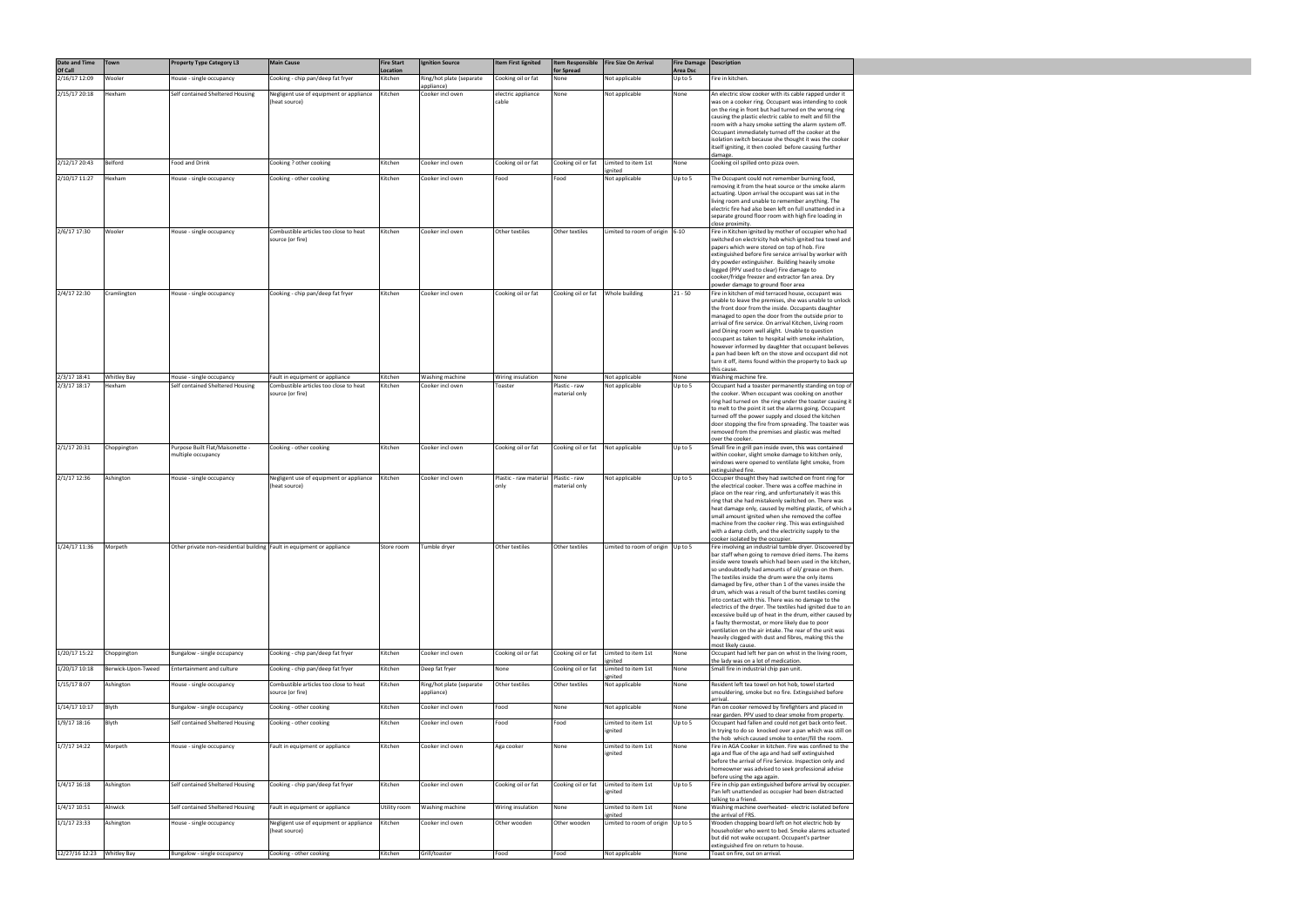| Date and Time Of Call | Town | Property Type Category L3 | Main Cause | Fire Start Location | Ignition Source | Item First Ignited | Item Responsible for Spread | Fire Size On Arrival | Fire Damage Area Dsc | Description |
|---|---|---|---|---|---|---|---|---|---|---|
| 2/16/17 12:09 | Wooler | House - single occupancy | Cooking - chip pan/deep fat fryer | Kitchen | Ring/hot plate (separate appliance) | Cooking oil or fat | None | Not applicable | Up to 5 | Fire in kitchen. |
| 2/15/17 20:18 | Hexham | Self contained Sheltered Housing | Negligent use of equipment or appliance (heat source) | Kitchen | Cooker incl oven | electric appliance cable | None | Not applicable | None | An electric slow cooker with its cable rapped under it was on a cooker ring. Occupant was intending to cook on the ring in front but had turned on the wrong ring causing the plastic electric cable to melt and fill the room with a hazy smoke setting the alarm system off. Occupant immediately turned off the cooker at the isolation switch because she thought it was the cooker itself igniting, it then cooled before causing further damage. |
| 2/12/17 20:43 | Belford | Food and Drink | Cooking ? other cooking | Kitchen | Cooker incl oven | Cooking oil or fat | Cooking oil or fat | Limited to item 1st ignited | None | Cooking oil spilled onto pizza oven. |
| 2/10/17 11:27 | Hexham | House - single occupancy | Cooking - other cooking | Kitchen | Cooker incl oven | Food | Food | Not applicable | Up to 5 | The Occupant could not remember burning food, removing it from the heat source or the smoke alarm actuating. Upon arrival the occupant was sat in the living room and unable to remember anything. The electric fire had also been left on full unattended in a separate ground floor room with high fire loading in close proximity. |
| 2/6/17 17:30 | Wooler | House - single occupancy | Combustible articles too close to heat source (or fire) | Kitchen | Cooker incl oven | Other textiles | Other textiles | Limited to room of origin | 6-10 | Fire in Kitchen ignited by mother of occupier who had switched on electricity hob which ignited tea towel and papers which were stored on top of hob. Fire extinguished before fire service arrival by worker with dry powder extinguisher. Building heavily smoke logged (PPV used to clear) Fire damage to cooker/fridge freezer and extractor fan area. Dry powder damage to ground floor area |
| 2/4/17 22:30 | Cramlington | House - single occupancy | Cooking - chip pan/deep fat fryer | Kitchen | Cooker incl oven | Cooking oil or fat | Cooking oil or fat | Whole building | 21 - 50 | Fire in kitchen of mid terraced house, occupant was unable to leave the premises, she was unable to unlock the front door from the inside. Occupants daughter managed to open the door from the outside prior to arrival of fire service. On arrival Kitchen, Living room and Dining room well alight. Unable to question occupant as taken to hospital with smoke inhalation, however informed by daughter that occupant believes a pan had been left on the stove and occupant did not turn it off, items found within the property to back up this cause. |
| 2/3/17 18:41 | Whitley Bay | House - single occupancy | Fault in equipment or appliance | Kitchen | Washing machine | Wiring insulation | None | Not applicable | None | Washing machine fire. |
| 2/3/17 18:17 | Hexham | Self contained Sheltered Housing | Combustible articles too close to heat source (or fire) | Kitchen | Cooker incl oven | Toaster | Plastic - raw material only | Not applicable | Up to 5 | Occupant had a toaster permanently standing on top of the cooker. When occupant was cooking on another ring had turned on the ring under the toaster causing it to melt to the point it set the alarms going. Occupant turned off the power supply and closed the kitchen door stopping the fire from spreading. The toaster was removed from the premises and plastic was melted over the cooker. |
| 2/1/17 20:31 | Choppington | Purpose Built Flat/Maisonette - multiple occupancy | Cooking - other cooking | Kitchen | Cooker incl oven | Cooking oil or fat | Cooking oil or fat | Not applicable | Up to 5 | Small fire in grill pan inside oven, this was contained within cooker, slight smoke damage to kitchen only, windows were opened to ventilate light smoke, from extinguished fire. |
| 2/1/17 12:36 | Ashington | House - single occupancy | Negligent use of equipment or appliance (heat source) | Kitchen | Cooker incl oven | Plastic - raw material only | Plastic - raw material only | Not applicable | Up to 5 | Occupier thought they had switched on front ring for the electrical cooker. There was a coffee machine in place on the rear ring, and unfortunately it was this ring that she had mistakenly switched on. There was heat damage only, caused by melting plastic, of which a small amount ignited when she removed the coffee machine from the cooker ring. This was extinguished with a damp cloth, and the electricity supply to the cooker isolated by the occupier. |
| 1/24/17 11:36 | Morpeth | Other private non-residential building | Fault in equipment or appliance | Store room | Tumble dryer | Other textiles | Other textiles | Limited to room of origin | Up to 5 | Fire involving an industrial tumble dryer. Discovered by bar staff when going to remove dried items. The items inside were towels which had been used in the kitchen, so undoubtedly had amounts of oil/ grease on them. The textiles inside the drum were the only items damaged by fire, other than 1 of the vanes inside the drum, which was a result of the burnt textiles coming into contact with this. There was no damage to the electrics of the dryer. The textiles had ignited due to an excessive build up of heat in the drum, either caused by a faulty thermostat, or more likely due to poor ventilation on the air intake. The rear of the unit was heavily clogged with dust and fibres, making this the most likely cause. |
| 1/20/17 15:22 | Choppington | Bungalow - single occupancy | Cooking - chip pan/deep fat fryer | Kitchen | Cooker incl oven | Cooking oil or fat | Cooking oil or fat | Limited to item 1st ignited | None | Occupant had left her pan on whist in the living room, the lady was on a lot of medication. |
| 1/20/17 10:18 | Berwick-Upon-Tweed | Entertainment and culture | Cooking - chip pan/deep fat fryer | Kitchen | Deep fat fryer | None | Cooking oil or fat | Limited to item 1st ignited | None | Small fire in industrial chip pan unit. |
| 1/15/17 8:07 | Ashington | House - single occupancy | Combustible articles too close to heat source (or fire) | Kitchen | Ring/hot plate (separate appliance) | Other textiles | Other textiles | Not applicable | None | Resident left tea towel on hot hob, towel started smouldering, smoke but no fire. Extinguished before arrival. |
| 1/14/17 10:17 | Blyth | Bungalow - single occupancy | Cooking - other cooking | Kitchen | Cooker incl oven | Food | None | Not applicable | None | Pan on cooker removed by firefighters and placed in rear garden. PPV used to clear smoke from property. |
| 1/9/17 18:16 | Blyth | Self contained Sheltered Housing | Cooking - other cooking | Kitchen | Cooker incl oven | Food | Food | Limited to item 1st ignited | Up to 5 | Occupant had fallen and could not get back onto feet. In trying to do so knocked over a pan which was still on the hob which caused smoke to enter/fill the room. |
| 1/7/17 14:22 | Morpeth | House - single occupancy | Fault in equipment or appliance | Kitchen | Cooker incl oven | Aga cooker | None | Limited to item 1st ignited | None | Fire in AGA Cooker in kitchen. Fire was confined to the aga and flue of the aga and had self extinguished before the arrival of Fire Service. Inspection only and homeowner was advised to seek professional advise before using the aga again. |
| 1/4/17 16:18 | Ashington | Self contained Sheltered Housing | Cooking - chip pan/deep fat fryer | Kitchen | Cooker incl oven | Cooking oil or fat | Cooking oil or fat | Limited to item 1st ignited | Up to 5 | Fire in chip pan extinguished before arrival by occupier. Pan left unattended as occupier had been distracted talking to a friend. |
| 1/4/17 10:51 | Alnwick | Self contained Sheltered Housing | Fault in equipment or appliance | Utility room | Washing machine | Wiring insulation | None | Limited to item 1st ignited | None | Washing machine overheated- electric isolated before the arrival of FRS. |
| 1/1/17 23:33 | Ashington | House - single occupancy | Negligent use of equipment or appliance (heat source) | Kitchen | Cooker incl oven | Other wooden | Other wooden | Limited to room of origin | Up to 5 | Wooden chopping board left on hot electric hob by householder who went to bed. Smoke alarms actuated but did not wake occupant. Occupant's partner extinguished fire on return to house. |
| 12/27/16 12:23 | Whitley Bay | Bungalow - single occupancy | Cooking - other cooking | Kitchen | Grill/toaster | Food | Food | Not applicable | None | Toast on fire, out on arrival. |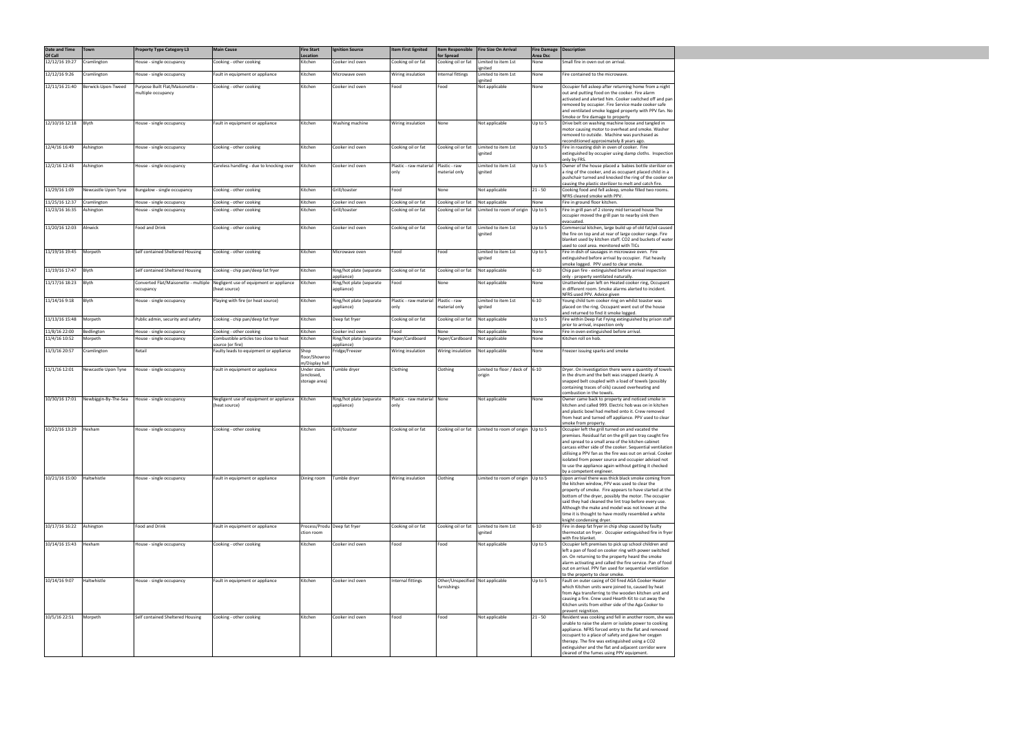| Date and Time Of Call | Town | Property Type Category L3 | Main Cause | Fire Start Location | Ignition Source | Item First Ignited | Item Responsible for Spread | Fire Size On Arrival | Fire Damage Area Dsc | Description |
|---|---|---|---|---|---|---|---|---|---|---|
| 12/12/16 19:27 | Cramlington | House - single occupancy | Cooking - other cooking | Kitchen | Cooker incl oven | Cooking oil or fat | Cooking oil or fat | Limited to item 1st ignited | None | Small fire in oven out on arrival. |
| 12/12/16 9:26 | Cramlington | House - single occupancy | Fault in equipment or appliance | Kitchen | Microwave oven | Wiring insulation | Internal fittings | Limited to item 1st ignited | None | Fire contained to the microwave. |
| 12/11/16 21:40 | Berwick-Upon-Tweed | Purpose Built Flat/Maisonette - multiple occupancy | Cooking - other cooking | Kitchen | Cooker incl oven | Food | Food | Not applicable | None | Occupier fell asleep after returning home from a night out and putting food on the cooker. Fire alarm activated and alerted him. Cooker switched off and pan removed by occupier. Fire Service made cooker safe and ventilated smoke logged property with PPV fan. No Smoke or fire damage to property |
| 12/10/16 12:18 | Blyth | House - single occupancy | Fault in equipment or appliance | Kitchen | Washing machine | Wiring insulation | None | Not applicable | Up to 5 | Drive belt on washing machine loose and tangled in motor causing motor to overheat and smoke. Washer removed to outside. Machine was purchased as reconditioned approximately 8 years ago. |
| 12/4/16 16:49 | Ashington | House - single occupancy | Cooking - other cooking | Kitchen | Cooker incl oven | Cooking oil or fat | Cooking oil or fat | Limited to item 1st ignited | Up to 5 | Fire in roasting dish in oven of cooker. Fire extinguished by occupier using damp cloths. Inspection only by FRS. |
| 12/2/16 12:43 | Ashington | House - single occupancy | Careless handling - due to knocking over | Kitchen | Cooker incl oven | Plastic - raw material only | Plastic - raw material only | Limited to item 1st ignited | Up to 5 | Owner of the house placed a babies bottle sterilizer on a ring of the cooker, and as occupant placed child in a pushchair turned and knocked the ring of the cooker on causing the plastic sterilizer to melt and catch fire. |
| 11/29/16 1:09 | Newcastle Upon Tyne | Bungalow - single occupancy | Cooking - other cooking | Kitchen | Grill/toaster | Food | None | Not applicable | 21 - 50 | Cooking food and fell asleep, smoke filled two rooms. NFRS cleared smoke with PPV. |
| 11/25/16 12:37 | Cramlington | House - single occupancy | Cooking - other cooking | Kitchen | Cooker incl oven | Cooking oil or fat | Cooking oil or fat | Not applicable | None | Fire in ground floor kitchen. |
| 11/23/16 16:35 | Ashington | House - single occupancy | Cooking - other cooking | Kitchen | Grill/toaster | Cooking oil or fat | Cooking oil or fat | Limited to room of origin | Up to 5 | Fire in grill pan of 2 storey mid terraced house The occupier moved the grill pan to nearby sink then evacuated. |
| 11/20/16 12:03 | Alnwick | Food and Drink | Cooking - other cooking | Kitchen | Cooker incl oven | Cooking oil or fat | Cooking oil or fat | Limited to item 1st ignited | Up to 5 | Commercial kitchen, large build up of old fat/oil caused the fire on top and at rear of large cooker range. Fire blanket used by kitchen staff. CO2 and buckets of water used to cool area. monitored with TICs |
| 11/19/16 19:45 | Morpeth | Self contained Sheltered Housing | Cooking - other cooking | Kitchen | Microwave oven | Food | Food | Limited to item 1st ignited | Up to 5 | Fire in dish of sausages in microwave oven. Fire extinguished before arrival by occupier. Flat heavily smoke logged. PPV used to clear smoke. |
| 11/19/16 17:47 | Blyth | Self contained Sheltered Housing | Cooking - chip pan/deep fat fryer | Kitchen | Ring/hot plate (separate appliance) | Cooking oil or fat | Cooking oil or fat | Not applicable | 6-10 | Chip pan fire - extinguished before arrival inspection only - property ventilated naturally. |
| 11/17/16 18:23 | Blyth | Converted Flat/Maisonette - multiple occupancy | Negligent use of equipment or appliance (heat source) | Kitchen | Ring/hot plate (separate appliance) | Food | None | Not applicable | None | Unattended pan left on Heated cooker ring, Occupant in different room. Smoke alarms alerted to incident. NFRS used PPV. Advice given |
| 11/14/16 9:18 | Blyth | House - single occupancy | Playing with fire (or heat source) | Kitchen | Ring/hot plate (separate appliance) | Plastic - raw material only | Plastic - raw material only | Limited to item 1st ignited | 6-10 | Young child turn cooker ring on whilst toaster was placed on the ring. Occupant went out of the house and returned to find it smoke logged. |
| 11/13/16 15:48 | Morpeth | Public admin, security and safety | Cooking - chip pan/deep fat fryer | Kitchen | Deep fat fryer | Cooking oil or fat | Cooking oil or fat | Not applicable | Up to 5 | Fire within Deep Fat Frying extinguished by prison staff prior to arrival, inspection only |
| 11/8/16 22:00 | Bedlington | House - single occupancy | Cooking - other cooking | Kitchen | Cooker incl oven | Food | None | Not applicable | None | Fire in oven extinguished before arrival. |
| 11/4/16 10:52 | Morpeth | House - single occupancy | Combustible articles too close to heat source (or fire) | Kitchen | Ring/hot plate (separate appliance) | Paper/Cardboard | Paper/Cardboard | Not applicable | None | Kitchen roll on hob. |
| 11/3/16 20:57 | Cramlington | Retail | Faulty leads to equipment or appliance | Shop floor/Showroom/Display hall | Fridge/Freezer | Wiring insulation | Wiring insulation | Not applicable | None | Freezer issuing sparks and smoke |
| 11/1/16 12:01 | Newcastle Upon Tyne | House - single occupancy | Fault in equipment or appliance | Under stairs (enclosed, storage area) | Tumble dryer | Clothing | Clothing | Limited to floor / deck of origin | 6-10 | Dryer. On investigation there were a quantity of towels in the drum and the belt was snapped cleanly. A snapped belt coupled with a load of towels (possibly containing traces of oils) caused overheating and combustion in the towels. |
| 10/30/16 17:01 | Newbiggin-By-The-Sea | House - single occupancy | Negligent use of equipment or appliance (heat source) | Kitchen | Ring/hot plate (separate appliance) | Plastic - raw material only | None | Not applicable | None | Owner came back to property and noticed smoke in kitchen and called 999. Electric hob was on in kitchen and plastic bowl had melted onto it. Crew removed from heat and turned off appliance. PPV used to clear smoke from property. |
| 10/22/16 13:29 | Hexham | House - single occupancy | Cooking - other cooking | Kitchen | Grill/toaster | Cooking oil or fat | Cooking oil or fat | Limited to room of origin | Up to 5 | Occupier left the grill turned on and vacated the premises. Residual fat on the grill pan tray caught fire and spread to a small area of the kitchen cabinet carcass either side of the cooker. Sequential ventilation utilising a PPV fan as the fire was out on arrival. Cooker isolated from power source and occupier advised not to use the appliance again without getting it checked by a competent engineer. |
| 10/21/16 15:00 | Haltwhistle | House - single occupancy | Fault in equipment or appliance | Dining room | Tumble dryer | Wiring insulation | Clothing | Limited to room of origin | Up to 5 | Upon arrival there was thick black smoke coming from the kitchen window, PPV was used to clear the property of smoke. Fire appears to have started at the bottom of the dryer, possibly the motor. The occupier said they had cleaned the lint trap before every use. Although the make and model was not known at the time it is thought to have mostly resembled a white knight condensing dryer. |
| 10/17/16 16:22 | Ashington | Food and Drink | Fault in equipment or appliance | Process/Production room | Deep fat fryer | Cooking oil or fat | Cooking oil or fat | Limited to item 1st ignited | 6-10 | Fire in deep fat fryer in chip shop caused by faulty thermostat on fryer. Occupier extinguished fire in fryer with fire blanket. |
| 10/14/16 15:43 | Hexham | House - single occupancy | Cooking - other cooking | Kitchen | Cooker incl oven | Food | Food | Not applicable | Up to 5 | Occupier left premises to pick up school children and left a pan of food on cooker ring with power switched on. On returning to the property heard the smoke alarm activating and called the fire service. Pan of food out on arrival. PPV fan used for sequential ventilation to the property to clear smoke. |
| 10/14/16 9:07 | Haltwhistle | House - single occupancy | Fault in equipment or appliance | Kitchen | Cooker incl oven | Internal fittings | Other/Unspecified furnishings | Not applicable | Up to 5 | Fault on outer casing of Oil fired AGA Cooker Heater which Kitchen units were joined to, caused by heat from Aga transferring to the wooden kitchen unit and causing a fire. Crew used Hearth Kit to cut away the Kitchen units from either side of the Aga Cooker to prevent reignition. |
| 10/5/16 22:51 | Morpeth | Self contained Sheltered Housing | Cooking - other cooking | Kitchen | Cooker incl oven | Food | Food | Not applicable | 21 - 50 | Resident was cooking and fell in another room, she was unable to raise the alarm or isolate power to cooking appliance. NFRS forced entry to the flat and removed occupant to a place of safety and gave her oxygen therapy. The fire was extinguished using a CO2 extinguisher and the flat and adjacent corridor were cleared of the fumes using PPV equipment. |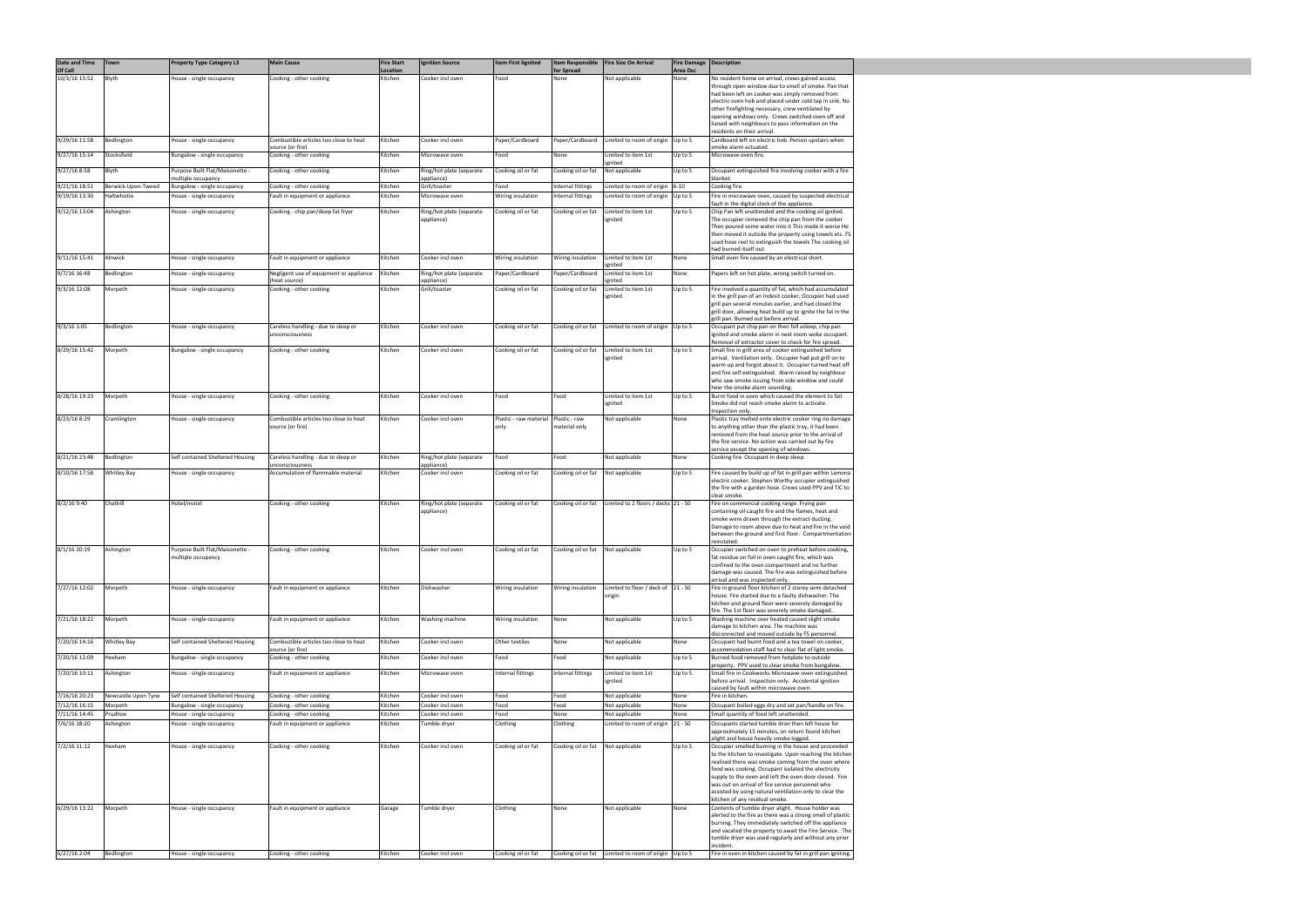| Date and Time Of Call | Town | Property Type Category L3 | Main Cause | Fire Start Location | Ignition Source | Item First Ignited | Item Responsible for Spread | Fire Size On Arrival | Fire Damage Area Dsc | Description |
|---|---|---|---|---|---|---|---|---|---|---|
| 10/3/16 15:52 | Blyth | House - single occupancy | Cooking - other cooking | Kitchen | Cooker incl oven | Food | None | Not applicable | None | No resident home on arrival, crews gained access through open window due to smell of smoke. Pan that had been left on cooker was simply removed from electric oven hob and placed under cold tap in sink. No other firefighting necessary, crew ventilated by opening windows only. Crews switched oven off and liaised with neighbours to pass information on the residents on their arrival. |
| 9/29/16 11:58 | Bedlington | House - single occupancy | Combustible articles too close to heat source (or fire) | Kitchen | Cooker incl oven | Paper/Cardboard | Paper/Cardboard | Limited to room of origin | Up to 5 | Cardboard left on electric hob. Person upstairs when smoke alarm actuated. |
| 9/27/16 15:14 | Stocksfield | Bungalow - single occupancy | Cooking - other cooking | Kitchen | Microwave oven | Food | None | Limited to item 1st ignited | Up to 5 | Microwave oven fire. |
| 9/27/16 8:58 | Blyth | Purpose Built Flat/Maisonette - multiple occupancy | Cooking - other cooking | Kitchen | Ring/hot plate (separate appliance) | Cooking oil or fat | Cooking oil or fat | Not applicable | Up to 5 | Occupant extinguished fire involving cooker with a fire blanket. |
| 9/21/16 18:51 | Berwick-Upon-Tweed | Bungalow - single occupancy | Cooking - other cooking | Kitchen | Grill/toaster | Food | Internal fittings | Limited to room of origin | 6-10 | Cooking fire. |
| 9/19/16 13:30 | Haltwhistle | House - single occupancy | Fault in equipment or appliance | Kitchen | Microwave oven | Wiring insulation | Internal fittings | Limited to room of origin | Up to 5 | Fire in microwave oven, caused by suspected electrical fault in the digital clock of the appliance. |
| 9/12/16 13:04 | Ashington | House - single occupancy | Cooking - chip pan/deep fat fryer | Kitchen | Ring/hot plate (separate appliance) | Cooking oil or fat | Cooking oil or fat | Limited to item 1st ignited | Up to 5 | Chip Pan left unattended and the cooking oil ignited. The occupier removed the chip pan from the cooker Then poured some water into it This made it worse He then moved it outside the property using towels etc. FS used hose reel to extinguish the towels The cooking oil had burned itself out. |
| 9/11/16 15:41 | Alnwick | House - single occupancy | Fault in equipment or appliance | Kitchen | Cooker incl oven | Wiring insulation | Wiring insulation | Limited to item 1st ignited | None | Small oven fire caused by an electrical short. |
| 9/7/16 16:48 | Bedlington | House - single occupancy | Negligent use of equipment or appliance (heat source) | Kitchen | Ring/hot plate (separate appliance) | Paper/Cardboard | Paper/Cardboard | Limited to item 1st ignited | None | Papers left on hot plate, wrong switch turned on. |
| 9/3/16 12:08 | Morpeth | House - single occupancy | Cooking - other cooking | Kitchen | Grill/toaster | Cooking oil or fat | Cooking oil or fat | Limited to item 1st ignited | Up to 5 | Fire involved a quantity of fat, which had accumulated in the grill pan of an Indesit cooker. Occupier had used grill pan several minutes earlier, and had closed the grill door, allowing heat build up to ignite the fat in the grill pan. Burned out before arrival. |
| 9/3/16 1:05 | Bedlington | House - single occupancy | Careless handling - due to sleep or unconsciousness | Kitchen | Cooker incl oven | Cooking oil or fat | Cooking oil or fat | Limited to room of origin | Up to 5 | Occupant put chip pan on then fell asleep, chip pan ignited and smoke alarm in next room woke occupant. Removal of extractor cover to check for fire spread. |
| 8/29/16 15:42 | Morpeth | Bungalow - single occupancy | Cooking - other cooking | Kitchen | Cooker incl oven | Cooking oil or fat | Cooking oil or fat | Limited to item 1st ignited | Up to 5 | Small fire in grill area of cooker extinguished before arrival. Ventilation only. Occupier had put grill on to warm up and forgot about it. Occupier turned heat off and fire self extinguished. Alarm raised by neighbour who saw smoke issuing from side window and could hear the smoke alarm sounding. |
| 8/28/16 19:23 | Morpeth | House - single occupancy | Cooking - other cooking | Kitchen | Cooker incl oven | Food | Food | Limited to item 1st ignited | Up to 5 | Burnt food in oven which caused the element to fail. Smoke did not reach smoke alarm to activate. Inspection only. |
| 8/23/16 8:29 | Cramlington | House - single occupancy | Combustible articles too close to heat source (or fire) | Kitchen | Cooker incl oven | Plastic - raw material only | Plastic - raw material only | Not applicable | None | Plastic tray melted onto electric cooker ring no damage to anything other than the plastic tray, it had been removed from the heat source prior to the arrival of the fire service. No action was carried out by fire service except the opening of windows. |
| 8/21/16 23:48 | Bedlington | Self contained Sheltered Housing | Careless handling - due to sleep or unconsciousness | Kitchen | Ring/hot plate (separate appliance) | Food | Food | Not applicable | None | Cooking fire. Occupant in deep sleep. |
| 8/10/16 17:58 | Whitley Bay | House - single occupancy | Accumulation of flammable material | Kitchen | Cooker incl oven | Cooking oil or fat | Cooking oil or fat | Not applicable | Up to 5 | Fire caused by build up of fat in grill pan within Lamona electric cooker. Stephen Worthy occupier extinguished the fire with a garden hose. Crews used PPV and TIC to clear smoke. |
| 8/2/16 9:40 | Chathill | Hotel/motel | Cooking - other cooking | Kitchen | Ring/hot plate (separate appliance) | Cooking oil or fat | Cooking oil or fat | Limited to 2 floors / decks | 21 - 50 | Fire on commercial cooking range. Frying pan containing oil caught fire and the flames, heat and smoke were drawn through the extract ducting. Damage to room above due to heat and fire in the void between the ground and first floor. Compartmentation reinstated. |
| 8/1/16 20:19 | Ashington | Purpose Built Flat/Maisonette - multiple occupancy | Cooking - other cooking | Kitchen | Cooker incl oven | Cooking oil or fat | Cooking oil or fat | Not applicable | Up to 5 | Occupier switched on oven to preheat before cooking, fat residue on foil in oven caught fire, which was confined to the oven compartment and no further damage was caused. The fire was extinguished before arrival and was inspected only. |
| 7/27/16 12:02 | Morpeth | House - single occupancy | Fault in equipment or appliance | Kitchen | Dishwasher | Wiring insulation | Wiring insulation | Limited to floor / deck of origin | 21 - 50 | Fire in ground floor kitchen of 2 storey semi detached house. Fire started due to a faulty dishwasher. The kitchen and ground floor were severely damaged by fire. The 1st floor was severely smoke damaged.. |
| 7/21/16 18:22 | Morpeth | House - single occupancy | Fault in equipment or appliance | Kitchen | Washing machine | Wiring insulation | None | Not applicable | Up to 5 | Washing machine over heated caused slight smoke damage to kitchen area. The machine was disconnected and moved outside by FS personnel. |
| 7/20/16 14:16 | Whitley Bay | Self contained Sheltered Housing | Combustible articles too close to heat source (or fire) | Kitchen | Cooker incl oven | Other textiles | None | Not applicable | None | Occupant had burnt food and a tea towel on cooker, accommodation staff had to clear flat of light smoke. |
| 7/20/16 12:09 | Hexham | Bungalow - single occupancy | Cooking - other cooking | Kitchen | Cooker incl oven | Food | Food | Not applicable | Up to 5 | Burned food removed from hotplate to outside property. PPV used to clear smoke from bungalow. |
| 7/20/16 10:11 | Ashington | House - single occupancy | Fault in equipment or appliance | Kitchen | Microwave oven | Internal fittings | Internal fittings | Limited to item 1st ignited | Up to 5 | Small fire in Cookworks Microwave oven extinguished before arrival. Inspection only. Accidental ignition caused by fault within microwave oven. |
| 7/16/16 20:23 | Newcastle Upon Tyne | Self contained Sheltered Housing | Cooking - other cooking | Kitchen | Cooker incl oven | Food | Food | Not applicable | None | Fire in kitchen. |
| 7/12/16 16:15 | Morpeth | Bungalow - single occupancy | Cooking - other cooking | Kitchen | Cooker incl oven | Food | Food | Not applicable | None | Occupant boiled eggs dry and set pan/handle on fire. |
| 7/11/16 14:45 | Prudhoe | House - single occupancy | Cooking - other cooking | Kitchen | Cooker incl oven | Food | None | Not applicable | None | Small quantity of food left unattended. |
| 7/6/16 18:20 | Ashington | House - single occupancy | Fault in equipment or appliance | Kitchen | Tumble dryer | Clothing | Clothing | Limited to room of origin | 21 - 50 | Occupants started tumble drier then left house for approximately 15 minutes, on return found kitchen alight and house heavily smoke logged. |
| 7/2/16 11:12 | Hexham | House - single occupancy | Cooking - other cooking | Kitchen | Cooker incl oven | Cooking oil or fat | Cooking oil or fat | Not applicable | Up to 5 | Occupier smelled burning in the house and proceeded to the kitchen to investigate. Upon reaching the kitchen realised there was smoke coming from the oven where food was cooking. Occupant isolated the electricity supply to the oven and left the oven door closed. Fire was out on arrival of fire service personnel who assisted by using natural ventilation only to clear the kitchen of any residual smoke. |
| 6/29/16 13:22 | Morpeth | House - single occupancy | Fault in equipment or appliance | Garage | Tumble dryer | Clothing | None | Not applicable | None | Contents of tumble dryer alight. House holder was alerted to the fire as there was a strong smell of plastic burning. They immediately switched off the appliance and vacated the property to await the Fire Service. The tumble dryer was used regularly and without any prior incident. |
| 6/27/16 2:04 | Bedlington | House - single occupancy | Cooking - other cooking | Kitchen | Cooker incl oven | Cooking oil or fat | Cooking oil or fat | Limited to room of origin | Up to 5 | Fire in oven in kitchen caused by fat in grill pan igniting. |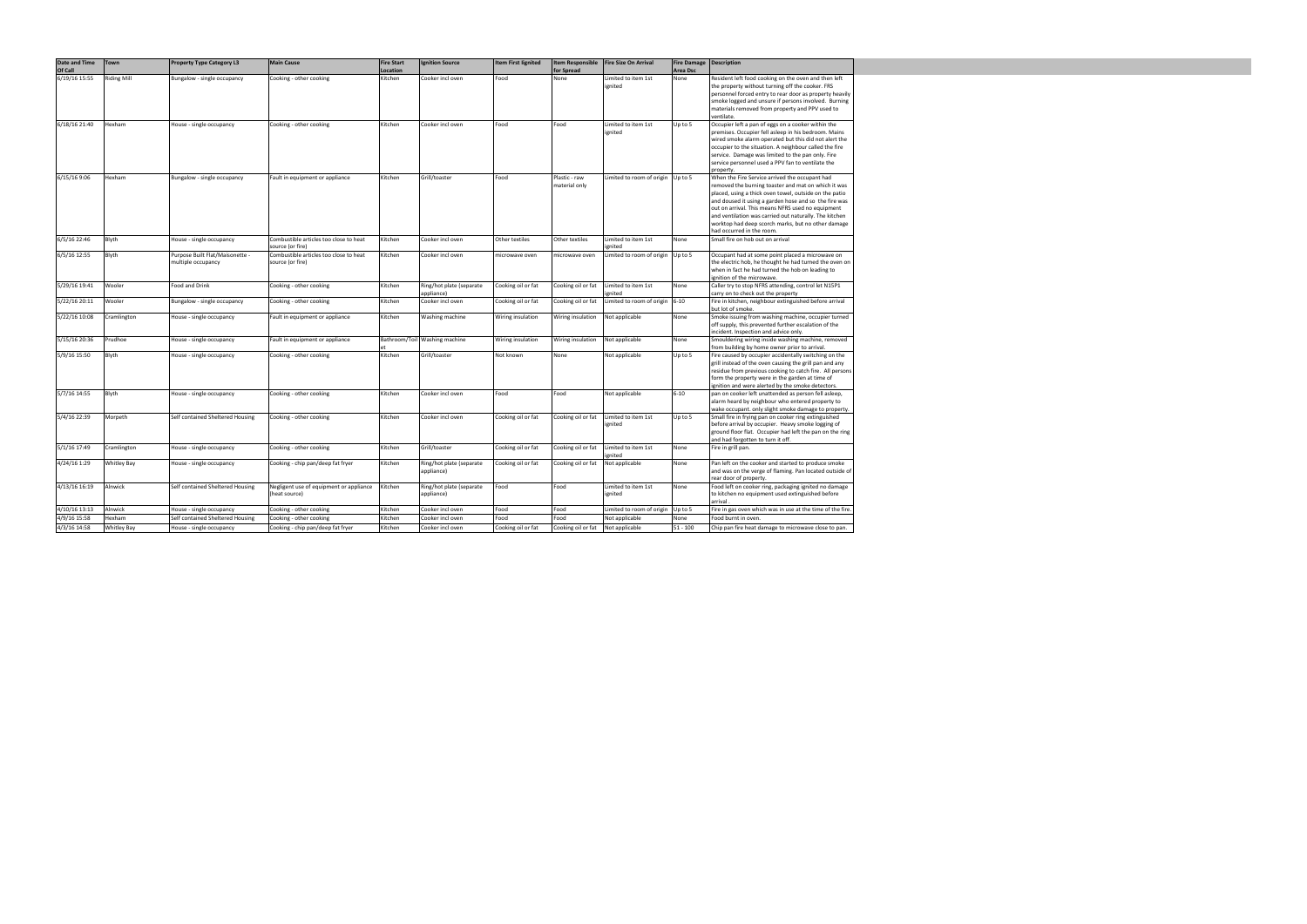| Date and Time Of Call | Town | Property Type Category L3 | Main Cause | Fire Start Location | Ignition Source | Item First Ignited | Item Responsible for Spread | Fire Size On Arrival | Fire Damage Area Dsc | Description |
|---|---|---|---|---|---|---|---|---|---|---|
| 6/19/16 15:55 | Riding Mill | Bungalow - single occupancy | Cooking - other cooking | Kitchen | Cooker incl oven | Food | None | Limited to item 1st ignited | None | Resident left food cooking on the oven and then left the property without turning off the cooker. FRS personnel forced entry to rear door as property heavily smoke logged and unsure if persons involved. Burning materials removed from property and PPV used to ventilate. |
| 6/18/16 21:40 | Hexham | House - single occupancy | Cooking - other cooking | Kitchen | Cooker incl oven | Food | Food | Limited to item 1st ignited | Up to 5 | Occupier left a pan of eggs on a cooker within the premises. Occupier fell asleep in his bedroom. Mains wired smoke alarm operated but this did not alert the occupier to the situation. A neighbour called the fire service. Damage was limited to the pan only. Fire service personnel used a PPV fan to ventilate the property. |
| 6/15/16 9:06 | Hexham | Bungalow - single occupancy | Fault in equipment or appliance | Kitchen | Grill/toaster | Food | Plastic - raw material only | Limited to room of origin | Up to 5 | When the Fire Service arrived the occupant had removed the burning toaster and mat on which it was placed, using a thick oven towel, outside on the patio and doused it using a garden hose and so the fire was out on arrival. This means NFRS used no equipment and ventilation was carried out naturally. The kitchen worktop had deep scorch marks, but no other damage had occurred in the room. |
| 6/5/16 22:46 | Blyth | House - single occupancy | Combustible articles too close to heat source (or fire) | Kitchen | Cooker incl oven | Other textiles | Other textiles | Limited to item 1st ignited | None | Small fire on hob out on arrival |
| 6/5/16 12:55 | Blyth | Purpose Built Flat/Maisonette - multiple occupancy | Combustible articles too close to heat source (or fire) | Kitchen | Cooker incl oven | microwave oven | microwave oven | Limited to room of origin | Up to 5 | Occupant had at some point placed a microwave on the electric hob, he thought he had turned the oven on when in fact he had turned the hob on leading to ignition of the microwave. |
| 5/29/16 19:41 | Wooler | Food and Drink | Cooking - other cooking | Kitchen | Ring/hot plate (separate appliance) | Cooking oil or fat | Cooking oil or fat | Limited to item 1st ignited | None | Caller try to stop NFRS attending, control let N15P1 carry on to check out the property |
| 5/22/16 20:11 | Wooler | Bungalow - single occupancy | Cooking - other cooking | Kitchen | Cooker incl oven | Cooking oil or fat | Cooking oil or fat | Limited to room of origin | 6-10 | Fire in kitchen, neighbour extinguished before arrival but lot of smoke. |
| 5/22/16 10:08 | Cramlington | House - single occupancy | Fault in equipment or appliance | Kitchen | Washing machine | Wiring insulation | Wiring insulation | Not applicable | None | Smoke issuing from washing machine, occupier turned off supply, this prevented further escalation of the incident. Inspection and advice only. |
| 5/15/16 20:36 | Prudhoe | House - single occupancy | Fault in equipment or appliance | Bathroom/Toilet | Washing machine | Wiring insulation | Wiring insulation | Not applicable | None | Smouldering wiring inside washing machine, removed from building by home owner prior to arrival. |
| 5/9/16 15:50 | Blyth | House - single occupancy | Cooking - other cooking | Kitchen | Grill/toaster | Not known | None | Not applicable | Up to 5 | Fire caused by occupier accidentally switching on the grill instead of the oven causing the grill pan and any residue from previous cooking to catch fire. All persons form the property were in the garden at time of ignition and were alerted by the smoke detectors. |
| 5/7/16 14:55 | Blyth | House - single occupancy | Cooking - other cooking | Kitchen | Cooker incl oven | Food | Food | Not applicable | 6-10 | pan on cooker left unattended as person fell asleep, alarm heard by neighbour who entered property to wake occupant. only slight smoke damage to property. |
| 5/4/16 22:39 | Morpeth | Self contained Sheltered Housing | Cooking - other cooking | Kitchen | Cooker incl oven | Cooking oil or fat | Cooking oil or fat | Limited to item 1st ignited | Up to 5 | Small fire in frying pan on cooker ring extinguished before arrival by occupier. Heavy smoke logging of ground floor flat. Occupier had left the pan on the ring and had forgotten to turn it off. |
| 5/1/16 17:49 | Cramlington | House - single occupancy | Cooking - other cooking | Kitchen | Grill/toaster | Cooking oil or fat | Cooking oil or fat | Limited to item 1st ignited | None | Fire in grill pan. |
| 4/24/16 1:29 | Whitley Bay | House - single occupancy | Cooking - chip pan/deep fat fryer | Kitchen | Ring/hot plate (separate appliance) | Cooking oil or fat | Cooking oil or fat | Not applicable | None | Pan left on the cooker and started to produce smoke and was on the verge of flaming. Pan located outside of rear door of property. |
| 4/13/16 16:19 | Alnwick | Self contained Sheltered Housing | Negligent use of equipment or appliance (heat source) | Kitchen | Ring/hot plate (separate appliance) | Food | Food | Limited to item 1st ignited | None | Food left on cooker ring, packaging ignited no damage to kitchen no equipment used extinguished before arrival . |
| 4/10/16 13:13 | Alnwick | House - single occupancy | Cooking - other cooking | Kitchen | Cooker incl oven | Food | Food | Limited to room of origin | Up to 5 | Fire in gas oven which was in use at the time of the fire. |
| 4/9/16 15:58 | Hexham | Self contained Sheltered Housing | Cooking - other cooking | Kitchen | Cooker incl oven | Food | Food | Not applicable | None | Food burnt in oven. |
| 4/3/16 14:58 | Whitley Bay | House - single occupancy | Cooking - chip pan/deep fat fryer | Kitchen | Cooker incl oven | Cooking oil or fat | Cooking oil or fat | Not applicable | 51 - 100 | Chip pan fire heat damage to microwave close to pan. |